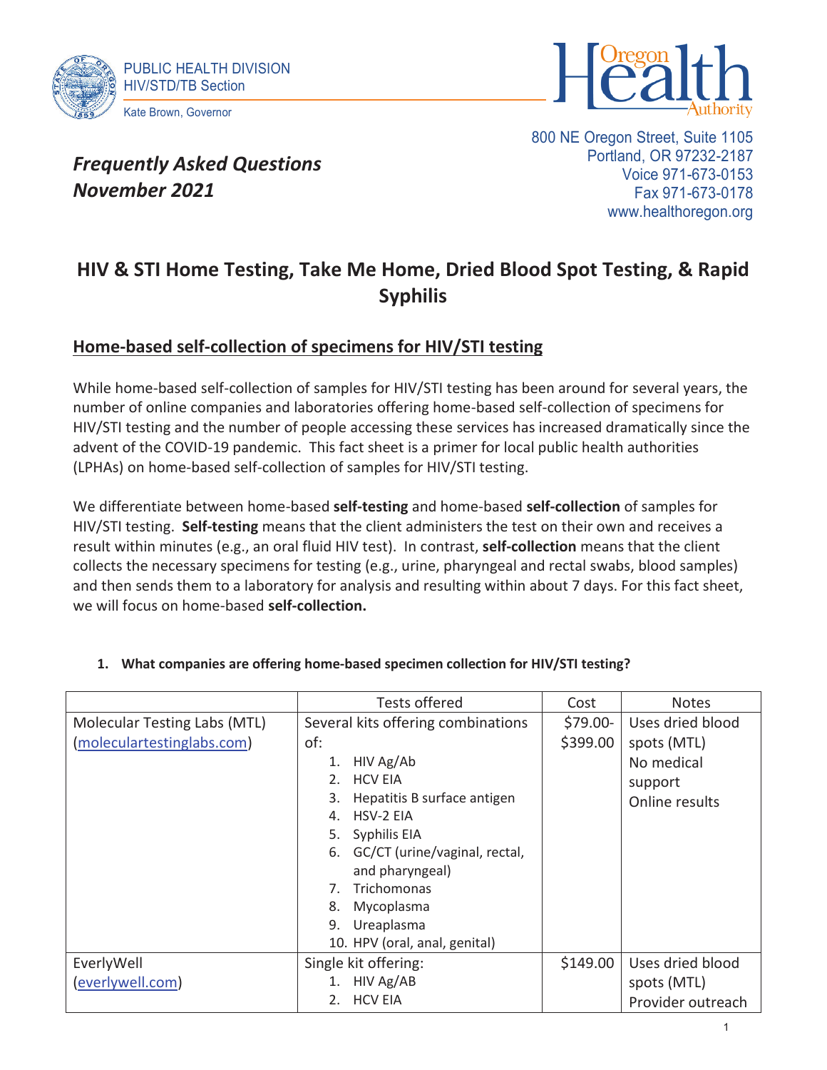PUBLIC HEALTH DIVISION
HIV/STD/TB Section

Kate Brown, Governor

Oregon Health Authority

800 NE Oregon Street, Suite 1105
Portland, OR 97232-2187
Voice 971-673-0153
Fax 971-673-0178
www.healthoregon.org

***Frequently Asked Questions***
***November 2021***

# HIV & STI Home Testing, Take Me Home, Dried Blood Spot Testing, & Rapid Syphilis

## Home-based self-collection of specimens for HIV/STI testing

While home-based self-collection of samples for HIV/STI testing has been around for several years, the number of online companies and laboratories offering home-based self-collection of specimens for HIV/STI testing and the number of people accessing these services has increased dramatically since the advent of the COVID-19 pandemic. This fact sheet is a primer for local public health authorities (LPHAs) on home-based self-collection of samples for HIV/STI testing.

We differentiate between home-based **self-testing** and home-based **self-collection** of samples for HIV/STI testing. **Self-testing** means that the client administers the test on their own and receives a result within minutes (e.g., an oral fluid HIV test). In contrast, **self-collection** means that the client collects the necessary specimens for testing (e.g., urine, pharyngeal and rectal swabs, blood samples) and then sends them to a laboratory for analysis and resulting within about 7 days. For this fact sheet, we will focus on home-based **self-collection.**

**1. What companies are offering home-based specimen collection for HIV/STI testing?**

| | Tests offered | Cost | Notes |
|---|---|---|---|
| Molecular Testing Labs (MTL) (moleculartestinglabs.com) | Several kits offering combinations of: 1. HIV Ag/Ab 2. HCV EIA 3. Hepatitis B surface antigen 4. HSV-2 EIA 5. Syphilis EIA 6. GC/CT (urine/vaginal, rectal, and pharyngeal) 7. Trichomonas 8. Mycoplasma 9. Ureaplasma 10. HPV (oral, anal, genital) | \$79.00-\$399.00 | Uses dried blood spots (MTL) No medical support Online results |
| EverlyWell (everlywell.com) | Single kit offering: 1. HIV Ag/AB 2. HCV EIA | \$149.00 | Uses dried blood spots (MTL) Provider outreach |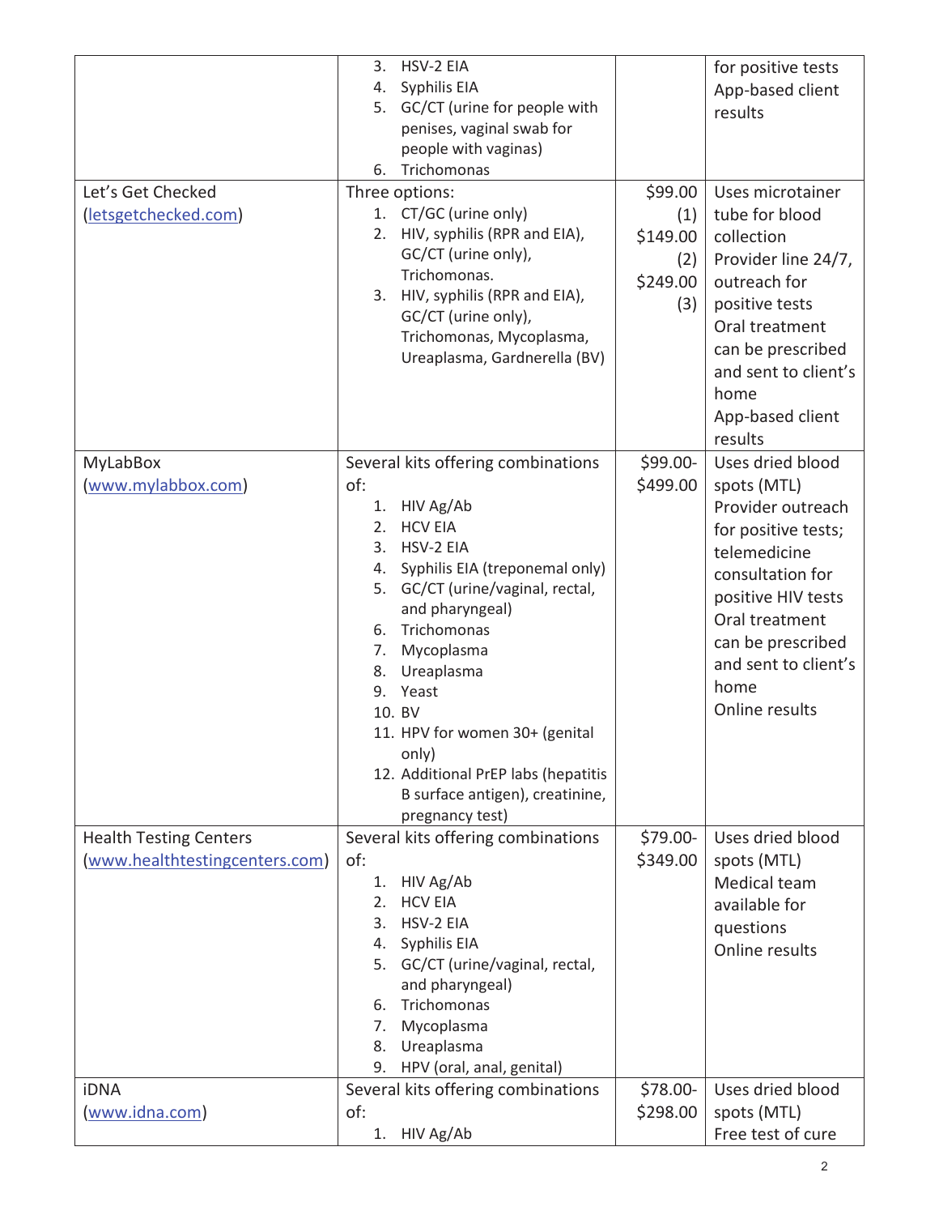| | | | |
|---|---|---|---|
| | 3. HSV-2 EIA<br>4. Syphilis EIA<br>5. GC/CT (urine for people with penises, vaginal swab for people with vaginas)<br>6. Trichomonas | | for positive tests<br>App-based client results |
| Let's Get Checked (letsgetchecked.com) | Three options:<br>1. CT/GC (urine only)<br>2. HIV, syphilis (RPR and EIA), GC/CT (urine only), Trichomonas.<br>3. HIV, syphilis (RPR and EIA), GC/CT (urine only), Trichomonas, Mycoplasma, Ureaplasma, Gardnerella (BV) | $99.00 (1)<br>$149.00 (2)<br>$249.00 (3) | Uses microtainer tube for blood collection<br>Provider line 24/7, outreach for positive tests<br>Oral treatment can be prescribed and sent to client's home<br>App-based client results |
| MyLabBox (www.mylabbox.com) | Several kits offering combinations of:<br>1. HIV Ag/Ab<br>2. HCV EIA<br>3. HSV-2 EIA<br>4. Syphilis EIA (treponemal only)<br>5. GC/CT (urine/vaginal, rectal, and pharyngeal)<br>6. Trichomonas<br>7. Mycoplasma<br>8. Ureaplasma<br>9. Yeast<br>10. BV<br>11. HPV for women 30+ (genital only)<br>12. Additional PrEP labs (hepatitis B surface antigen), creatinine, pregnancy test) | $99.00-$499.00 | Uses dried blood spots (MTL)<br>Provider outreach for positive tests; telemedicine consultation for positive HIV tests<br>Oral treatment can be prescribed and sent to client's home<br>Online results |
| Health Testing Centers (www.healthtestingcenters.com) | Several kits offering combinations of:<br>1. HIV Ag/Ab<br>2. HCV EIA<br>3. HSV-2 EIA<br>4. Syphilis EIA<br>5. GC/CT (urine/vaginal, rectal, and pharyngeal)<br>6. Trichomonas<br>7. Mycoplasma<br>8. Ureaplasma<br>9. HPV (oral, anal, genital) | $79.00-$349.00 | Uses dried blood spots (MTL)<br>Medical team available for questions<br>Online results |
| iDNA (www.idna.com) | Several kits offering combinations of:<br>1. HIV Ag/Ab | $78.00-$298.00 | Uses dried blood spots (MTL)<br>Free test of cure |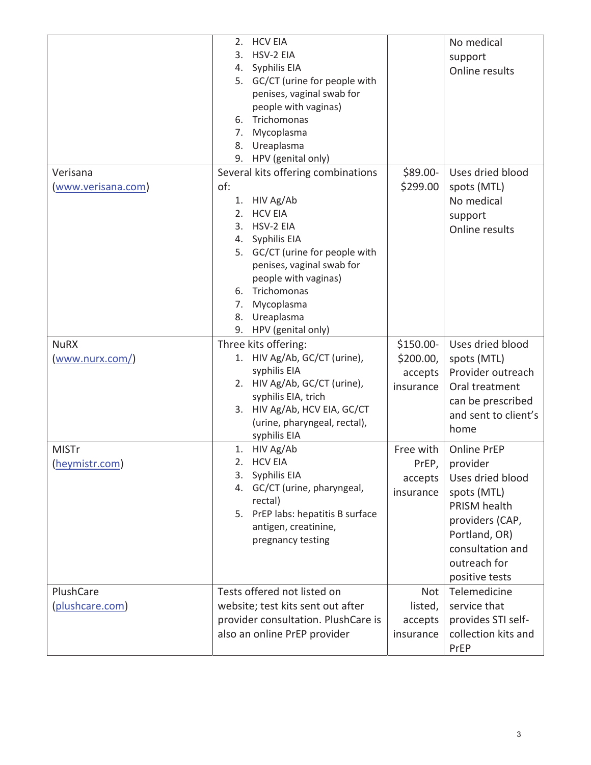| | | | |
|---|---|---|---|
| | 2. HCV EIA<br>3. HSV-2 EIA<br>4. Syphilis EIA<br>5. GC/CT (urine for people with penises, vaginal swab for people with vaginas)<br>6. Trichomonas<br>7. Mycoplasma<br>8. Ureaplasma<br>9. HPV (genital only) | | No medical support<br>Online results |
| Verisana<br>(www.verisana.com) | Several kits offering combinations of:<br>1. HIV Ag/Ab<br>2. HCV EIA<br>3. HSV-2 EIA<br>4. Syphilis EIA<br>5. GC/CT (urine for people with penises, vaginal swab for people with vaginas)<br>6. Trichomonas<br>7. Mycoplasma<br>8. Ureaplasma<br>9. HPV (genital only) | $89.00-$299.00 | Uses dried blood spots (MTL)<br>No medical support<br>Online results |
| NuRX<br>(www.nurx.com/) | Three kits offering:<br>1. HIV Ag/Ab, GC/CT (urine), syphilis EIA<br>2. HIV Ag/Ab, GC/CT (urine), syphilis EIA, trich<br>3. HIV Ag/Ab, HCV EIA, GC/CT (urine, pharyngeal, rectal), syphilis EIA | $150.00-$200.00, accepts insurance | Uses dried blood spots (MTL)<br>Provider outreach<br>Oral treatment can be prescribed and sent to client's home |
| MISTr<br>(heymistr.com) | 1. HIV Ag/Ab<br>2. HCV EIA<br>3. Syphilis EIA<br>4. GC/CT (urine, pharyngeal, rectal)<br>5. PrEP labs: hepatitis B surface antigen, creatinine, pregnancy testing | Free with PrEP, accepts insurance | Online PrEP provider<br>Uses dried blood spots (MTL)<br>PRISM health providers (CAP, Portland, OR) consultation and outreach for positive tests |
| PlushCare<br>(plushcare.com) | Tests offered not listed on website; test kits sent out after provider consultation. PlushCare is also an online PrEP provider | Not listed, accepts insurance | Telemedicine service that provides STI self-collection kits and PrEP |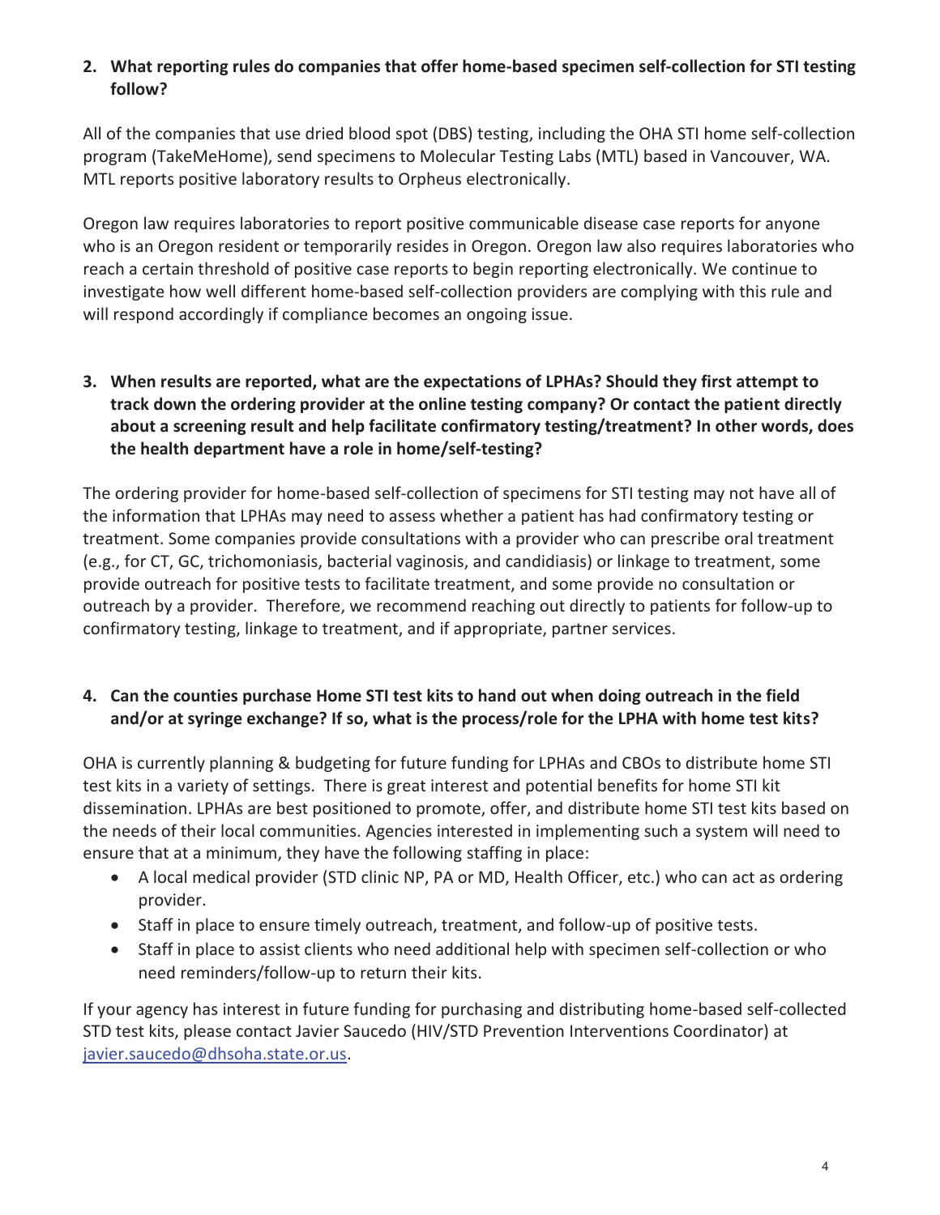**2. What reporting rules do companies that offer home-based specimen self-collection for STI testing follow?**

All of the companies that use dried blood spot (DBS) testing, including the OHA STI home self-collection program (TakeMeHome), send specimens to Molecular Testing Labs (MTL) based in Vancouver, WA. MTL reports positive laboratory results to Orpheus electronically.

Oregon law requires laboratories to report positive communicable disease case reports for anyone who is an Oregon resident or temporarily resides in Oregon. Oregon law also requires laboratories who reach a certain threshold of positive case reports to begin reporting electronically. We continue to investigate how well different home-based self-collection providers are complying with this rule and will respond accordingly if compliance becomes an ongoing issue.

**3. When results are reported, what are the expectations of LPHAs? Should they first attempt to track down the ordering provider at the online testing company? Or contact the patient directly about a screening result and help facilitate confirmatory testing/treatment? In other words, does the health department have a role in home/self-testing?**

The ordering provider for home-based self-collection of specimens for STI testing may not have all of the information that LPHAs may need to assess whether a patient has had confirmatory testing or treatment. Some companies provide consultations with a provider who can prescribe oral treatment (e.g., for CT, GC, trichomoniasis, bacterial vaginosis, and candidiasis) or linkage to treatment, some provide outreach for positive tests to facilitate treatment, and some provide no consultation or outreach by a provider. Therefore, we recommend reaching out directly to patients for follow-up to confirmatory testing, linkage to treatment, and if appropriate, partner services.

**4. Can the counties purchase Home STI test kits to hand out when doing outreach in the field and/or at syringe exchange? If so, what is the process/role for the LPHA with home test kits?**

OHA is currently planning & budgeting for future funding for LPHAs and CBOs to distribute home STI test kits in a variety of settings. There is great interest and potential benefits for home STI kit dissemination. LPHAs are best positioned to promote, offer, and distribute home STI test kits based on the needs of their local communities. Agencies interested in implementing such a system will need to ensure that at a minimum, they have the following staffing in place:

- A local medical provider (STD clinic NP, PA or MD, Health Officer, etc.) who can act as ordering provider.
- Staff in place to ensure timely outreach, treatment, and follow-up of positive tests.
- Staff in place to assist clients who need additional help with specimen self-collection or who need reminders/follow-up to return their kits.

If your agency has interest in future funding for purchasing and distributing home-based self-collected STD test kits, please contact Javier Saucedo (HIV/STD Prevention Interventions Coordinator) at [javier.saucedo@dhsoha.state.or.us](mailto:javier.saucedo@dhsoha.state.or.us).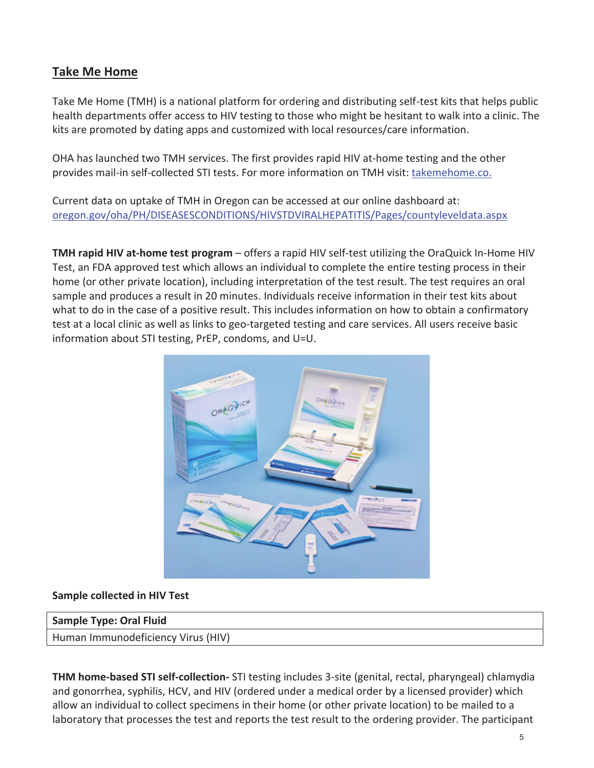## Take Me Home

Take Me Home (TMH) is a national platform for ordering and distributing self-test kits that helps public health departments offer access to HIV testing to those who might be hesitant to walk into a clinic. The kits are promoted by dating apps and customized with local resources/care information.

OHA has launched two TMH services. The first provides rapid HIV at-home testing and the other provides mail-in self-collected STI tests. For more information on TMH visit: takemehome.co.

Current data on uptake of TMH in Oregon can be accessed at our online dashboard at: oregon.gov/oha/PH/DISEASESCONDITIONS/HIVSTDVIRALHEPATITIS/Pages/countyleveldata.aspx

**TMH rapid HIV at-home test program** – offers a rapid HIV self-test utilizing the OraQuick In-Home HIV Test, an FDA approved test which allows an individual to complete the entire testing process in their home (or other private location), including interpretation of the test result. The test requires an oral sample and produces a result in 20 minutes. Individuals receive information in their test kits about what to do in the case of a positive result. This includes information on how to obtain a confirmatory test at a local clinic as well as links to geo-targeted testing and care services. All users receive basic information about STI testing, PrEP, condoms, and U=U.

**Sample collected in HIV Test**

| Sample Type: Oral Fluid |
|---|
| Human Immunodeficiency Virus (HIV) |

**THM home-based STI self-collection-** STI testing includes 3-site (genital, rectal, pharyngeal) chlamydia and gonorrhea, syphilis, HCV, and HIV (ordered under a medical order by a licensed provider) which allow an individual to collect specimens in their home (or other private location) to be mailed to a laboratory that processes the test and reports the test result to the ordering provider. The participant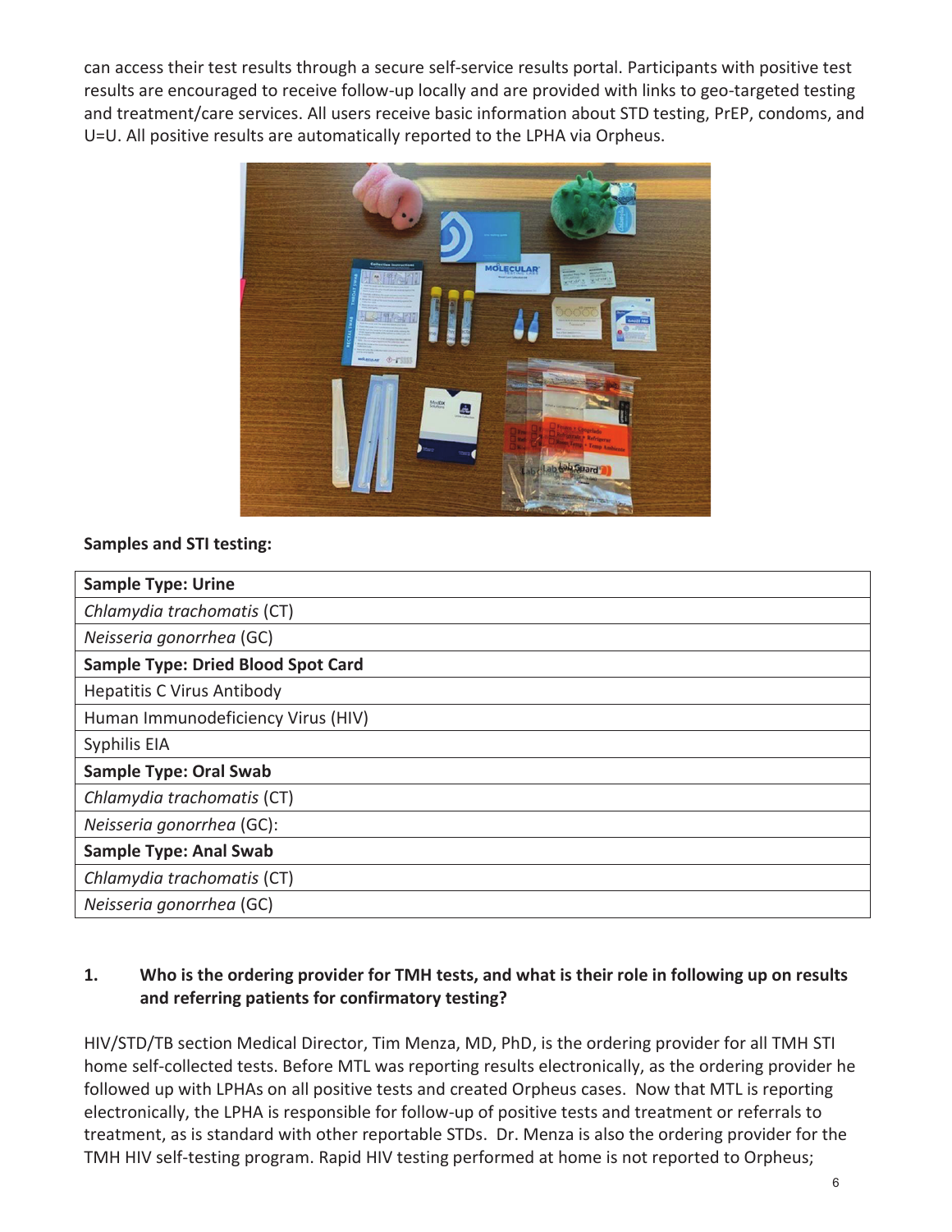can access their test results through a secure self-service results portal. Participants with positive test results are encouraged to receive follow-up locally and are provided with links to geo-targeted testing and treatment/care services. All users receive basic information about STD testing, PrEP, condoms, and U=U. All positive results are automatically reported to the LPHA via Orpheus.

**Samples and STI testing:**

| Sample Type: Urine |
|---|
| *Chlamydia trachomatis* (CT) |
| *Neisseria gonorrhea* (GC) |
| **Sample Type: Dried Blood Spot Card** |
| Hepatitis C Virus Antibody |
| Human Immunodeficiency Virus (HIV) |
| Syphilis EIA |
| **Sample Type: Oral Swab** |
| *Chlamydia trachomatis* (CT) |
| *Neisseria gonorrhea* (GC): |
| **Sample Type: Anal Swab** |
| *Chlamydia trachomatis* (CT) |
| *Neisseria gonorrhea* (GC) |

**1. Who is the ordering provider for TMH tests, and what is their role in following up on results and referring patients for confirmatory testing?**

HIV/STD/TB section Medical Director, Tim Menza, MD, PhD, is the ordering provider for all TMH STI home self-collected tests. Before MTL was reporting results electronically, as the ordering provider he followed up with LPHAs on all positive tests and created Orpheus cases. Now that MTL is reporting electronically, the LPHA is responsible for follow-up of positive tests and treatment or referrals to treatment, as is standard with other reportable STDs. Dr. Menza is also the ordering provider for the TMH HIV self-testing program. Rapid HIV testing performed at home is not reported to Orpheus;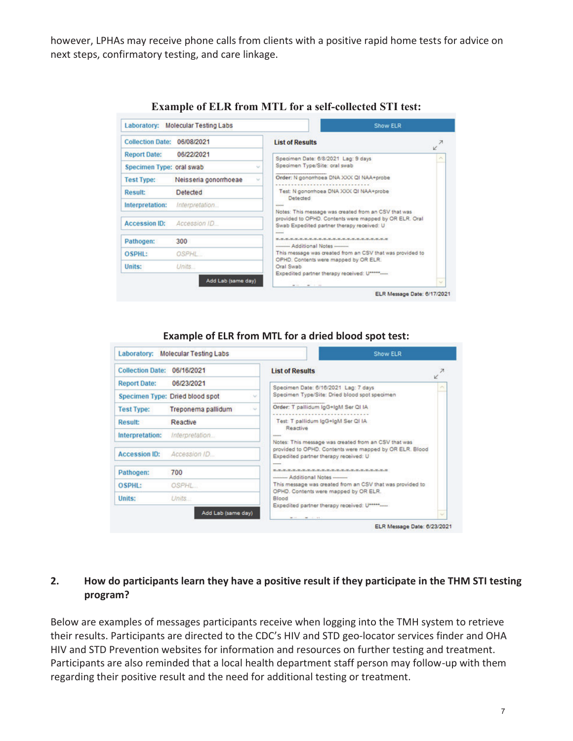however, LPHAs may receive phone calls from clients with a positive rapid home tests for advice on next steps, confirmatory testing, and care linkage.

**Example of ELR from MTL for a self-collected STI test:**

| Field | Value |
|---|---|
| Laboratory: | Molecular Testing Labs |
| Collection Date: | 06/08/2021 |
| Report Date: | 06/22/2021 |
| Specimen Type: | oral swab |
| Test Type: | Neisseria gonorrhoeae |
| Result: | Detected |
| Interpretation: | Interpretation... |
| Accession ID: | Accession ID... |
| Pathogen: | 300 |
| OSPHL: | OSPHL... |
| Units: | Units... |

Add Lab (same day)

Show ELR

**List of Results**

Specimen Date: 6/8/2021 Lag: 9 days
Specimen Type/Site: oral swab

Order: N gonorrhoea DNA XXX QI NAA+probe

Test: N gonorrhoea DNA XXX QI NAA+probe
Detected

Notes: This message was created from an CSV that was provided to OPHD. Contents were mapped by OR ELR. Oral Swab Expedited partner therapy received: U

------- Additional Notes -------
This message was created from an CSV that was provided to OPHD. Contents were mapped by OR ELR.
Oral Swab
Expedited partner therapy received: U*****-----

ELR Message Date: 6/17/2021

**Example of ELR from MTL for a dried blood spot test:**

| Field | Value |
|---|---|
| Laboratory: | Molecular Testing Labs |
| Collection Date: | 06/16/2021 |
| Report Date: | 06/23/2021 |
| Specimen Type: | Dried blood spot |
| Test Type: | Treponema pallidum |
| Result: | Reactive |
| Interpretation: | Interpretation... |
| Accession ID: | Accession ID... |
| Pathogen: | 700 |
| OSPHL: | OSPHL... |
| Units: | Units... |

Add Lab (same day)

Show ELR

**List of Results**

Specimen Date: 6/16/2021 Lag: 7 days
Specimen Type/Site: Dried blood spot specimen

Order: T pallidum IgG+IgM Ser QI IA

Test: T pallidum IgG+IgM Ser QI IA
Reactive

Notes: This message was created from an CSV that was provided to OPHD. Contents were mapped by OR ELR. Blood Expedited partner therapy received: U

------- Additional Notes -------
This message was created from an CSV that was provided to OPHD. Contents were mapped by OR ELR.
Blood
Expedited partner therapy received: U*****-----

ELR Message Date: 6/23/2021

**2. How do participants learn they have a positive result if they participate in the THM STI testing program?**

Below are examples of messages participants receive when logging into the TMH system to retrieve their results. Participants are directed to the CDC's HIV and STD geo-locator services finder and OHA HIV and STD Prevention websites for information and resources on further testing and treatment. Participants are also reminded that a local health department staff person may follow-up with them regarding their positive result and the need for additional testing or treatment.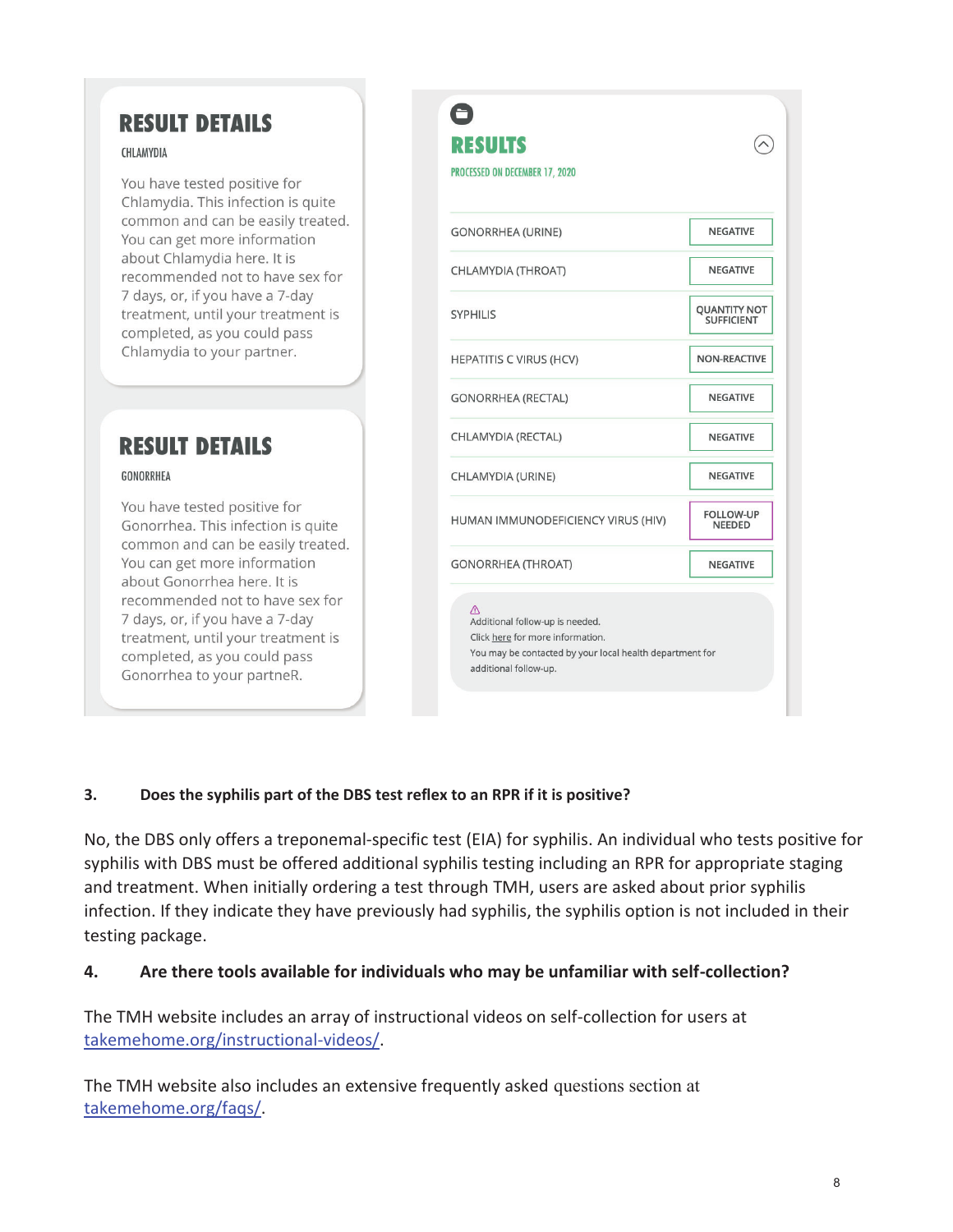**RESULT DETAILS**

CHLAMYDIA

You have tested positive for Chlamydia. This infection is quite common and can be easily treated. You can get more information about Chlamydia here. It is recommended not to have sex for 7 days, or, if you have a 7-day treatment, until your treatment is completed, as you could pass Chlamydia to your partner.

**RESULT DETAILS**

GONORRHEA

You have tested positive for Gonorrhea. This infection is quite common and can be easily treated. You can get more information about Gonorrhea here. It is recommended not to have sex for 7 days, or, if you have a 7-day treatment, until your treatment is completed, as you could pass Gonorrhea to your partneR.

**RESULTS**

PROCESSED ON DECEMBER 17, 2020

| Test | Result |
|---|---|
| GONORRHEA (URINE) | NEGATIVE |
| CHLAMYDIA (THROAT) | NEGATIVE |
| SYPHILIS | QUANTITY NOT SUFFICIENT |
| HEPATITIS C VIRUS (HCV) | NON-REACTIVE |
| GONORRHEA (RECTAL) | NEGATIVE |
| CHLAMYDIA (RECTAL) | NEGATIVE |
| CHLAMYDIA (URINE) | NEGATIVE |
| HUMAN IMMUNODEFICIENCY VIRUS (HIV) | FOLLOW-UP NEEDED |
| GONORRHEA (THROAT) | NEGATIVE |

⚠ Additional follow-up is needed.
Click here for more information.
You may be contacted by your local health department for additional follow-up.

**3. Does the syphilis part of the DBS test reflex to an RPR if it is positive?**

No, the DBS only offers a treponemal-specific test (EIA) for syphilis. An individual who tests positive for syphilis with DBS must be offered additional syphilis testing including an RPR for appropriate staging and treatment. When initially ordering a test through TMH, users are asked about prior syphilis infection. If they indicate they have previously had syphilis, the syphilis option is not included in their testing package.

**4. Are there tools available for individuals who may be unfamiliar with self-collection?**

The TMH website includes an array of instructional videos on self-collection for users at takemehome.org/instructional-videos/.

The TMH website also includes an extensive frequently asked questions section at takemehome.org/faqs/.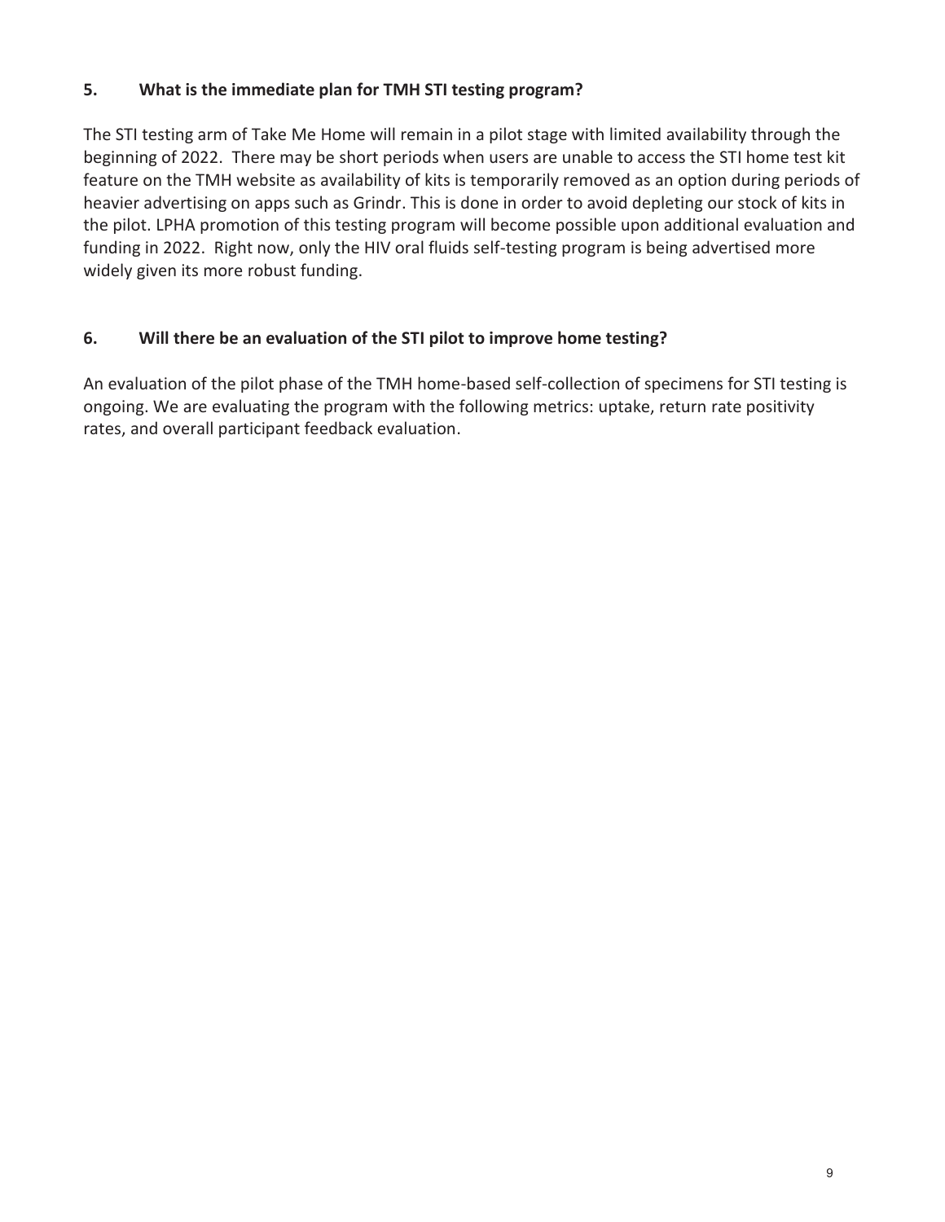### 5. What is the immediate plan for TMH STI testing program?

The STI testing arm of Take Me Home will remain in a pilot stage with limited availability through the beginning of 2022. There may be short periods when users are unable to access the STI home test kit feature on the TMH website as availability of kits is temporarily removed as an option during periods of heavier advertising on apps such as Grindr. This is done in order to avoid depleting our stock of kits in the pilot. LPHA promotion of this testing program will become possible upon additional evaluation and funding in 2022. Right now, only the HIV oral fluids self-testing program is being advertised more widely given its more robust funding.

### 6. Will there be an evaluation of the STI pilot to improve home testing?

An evaluation of the pilot phase of the TMH home-based self-collection of specimens for STI testing is ongoing. We are evaluating the program with the following metrics: uptake, return rate positivity rates, and overall participant feedback evaluation.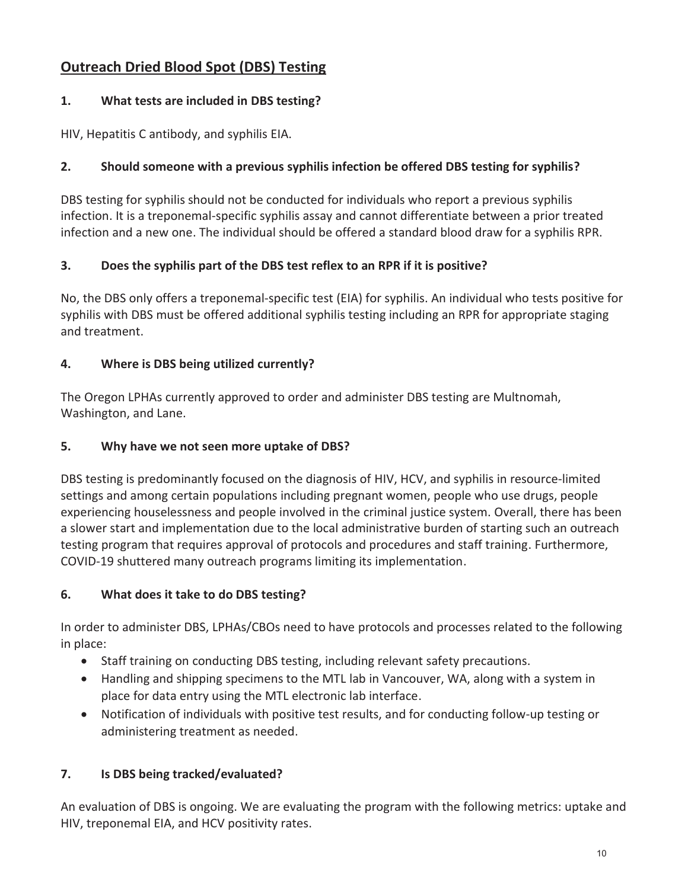## Outreach Dried Blood Spot (DBS) Testing

### 1. What tests are included in DBS testing?

HIV, Hepatitis C antibody, and syphilis EIA.

### 2. Should someone with a previous syphilis infection be offered DBS testing for syphilis?

DBS testing for syphilis should not be conducted for individuals who report a previous syphilis infection. It is a treponemal-specific syphilis assay and cannot differentiate between a prior treated infection and a new one. The individual should be offered a standard blood draw for a syphilis RPR.

### 3. Does the syphilis part of the DBS test reflex to an RPR if it is positive?

No, the DBS only offers a treponemal-specific test (EIA) for syphilis. An individual who tests positive for syphilis with DBS must be offered additional syphilis testing including an RPR for appropriate staging and treatment.

### 4. Where is DBS being utilized currently?

The Oregon LPHAs currently approved to order and administer DBS testing are Multnomah, Washington, and Lane.

### 5. Why have we not seen more uptake of DBS?

DBS testing is predominantly focused on the diagnosis of HIV, HCV, and syphilis in resource-limited settings and among certain populations including pregnant women, people who use drugs, people experiencing houselessness and people involved in the criminal justice system. Overall, there has been a slower start and implementation due to the local administrative burden of starting such an outreach testing program that requires approval of protocols and procedures and staff training. Furthermore, COVID-19 shuttered many outreach programs limiting its implementation.

### 6. What does it take to do DBS testing?

In order to administer DBS, LPHAs/CBOs need to have protocols and processes related to the following in place:

- Staff training on conducting DBS testing, including relevant safety precautions.
- Handling and shipping specimens to the MTL lab in Vancouver, WA, along with a system in place for data entry using the MTL electronic lab interface.
- Notification of individuals with positive test results, and for conducting follow-up testing or administering treatment as needed.

### 7. Is DBS being tracked/evaluated?

An evaluation of DBS is ongoing. We are evaluating the program with the following metrics: uptake and HIV, treponemal EIA, and HCV positivity rates.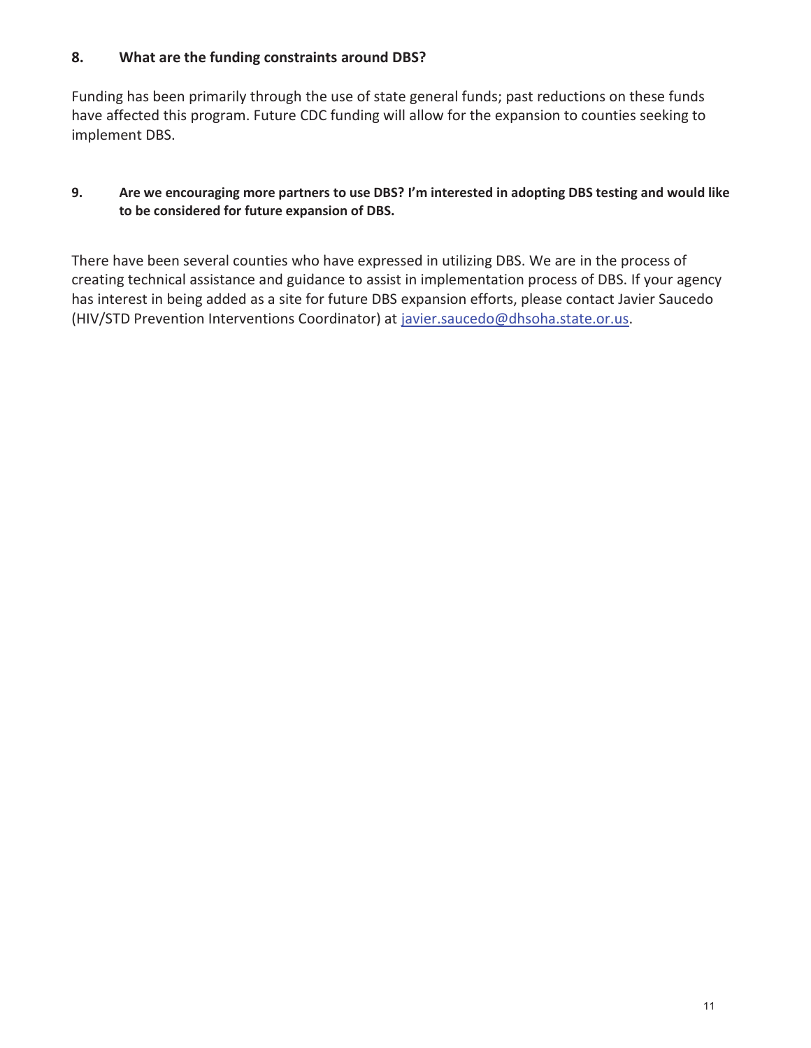**8. What are the funding constraints around DBS?**

Funding has been primarily through the use of state general funds; past reductions on these funds have affected this program. Future CDC funding will allow for the expansion to counties seeking to implement DBS.

**9. Are we encouraging more partners to use DBS? I'm interested in adopting DBS testing and would like to be considered for future expansion of DBS.**

There have been several counties who have expressed in utilizing DBS. We are in the process of creating technical assistance and guidance to assist in implementation process of DBS. If your agency has interest in being added as a site for future DBS expansion efforts, please contact Javier Saucedo (HIV/STD Prevention Interventions Coordinator) at javier.saucedo@dhsoha.state.or.us.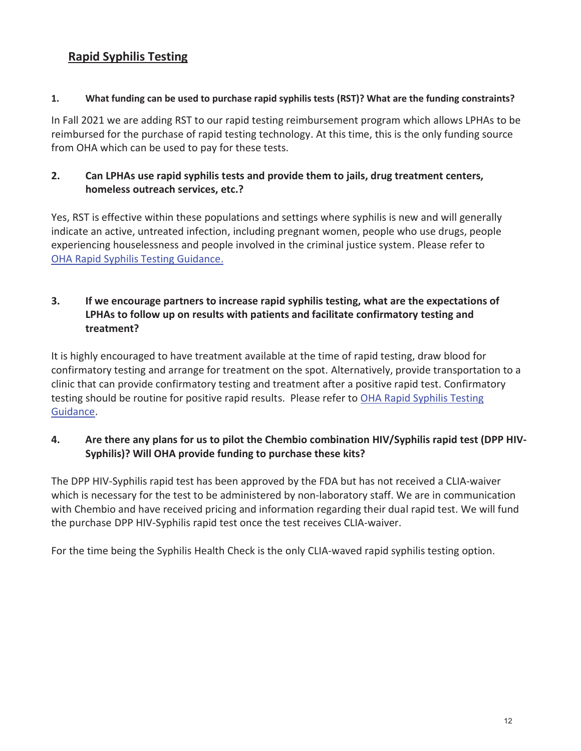## Rapid Syphilis Testing

**1. What funding can be used to purchase rapid syphilis tests (RST)? What are the funding constraints?**

In Fall 2021 we are adding RST to our rapid testing reimbursement program which allows LPHAs to be reimbursed for the purchase of rapid testing technology. At this time, this is the only funding source from OHA which can be used to pay for these tests.

**2. Can LPHAs use rapid syphilis tests and provide them to jails, drug treatment centers, homeless outreach services, etc.?**

Yes, RST is effective within these populations and settings where syphilis is new and will generally indicate an active, untreated infection, including pregnant women, people who use drugs, people experiencing houselessness and people involved in the criminal justice system. Please refer to [OHA Rapid Syphilis Testing Guidance.]()

**3. If we encourage partners to increase rapid syphilis testing, what are the expectations of LPHAs to follow up on results with patients and facilitate confirmatory testing and treatment?**

It is highly encouraged to have treatment available at the time of rapid testing, draw blood for confirmatory testing and arrange for treatment on the spot. Alternatively, provide transportation to a clinic that can provide confirmatory testing and treatment after a positive rapid test. Confirmatory testing should be routine for positive rapid results. Please refer to [OHA Rapid Syphilis Testing Guidance]().

**4. Are there any plans for us to pilot the Chembio combination HIV/Syphilis rapid test (DPP HIV-Syphilis)? Will OHA provide funding to purchase these kits?**

The DPP HIV-Syphilis rapid test has been approved by the FDA but has not received a CLIA-waiver which is necessary for the test to be administered by non-laboratory staff. We are in communication with Chembio and have received pricing and information regarding their dual rapid test. We will fund the purchase DPP HIV-Syphilis rapid test once the test receives CLIA-waiver.

For the time being the Syphilis Health Check is the only CLIA-waved rapid syphilis testing option.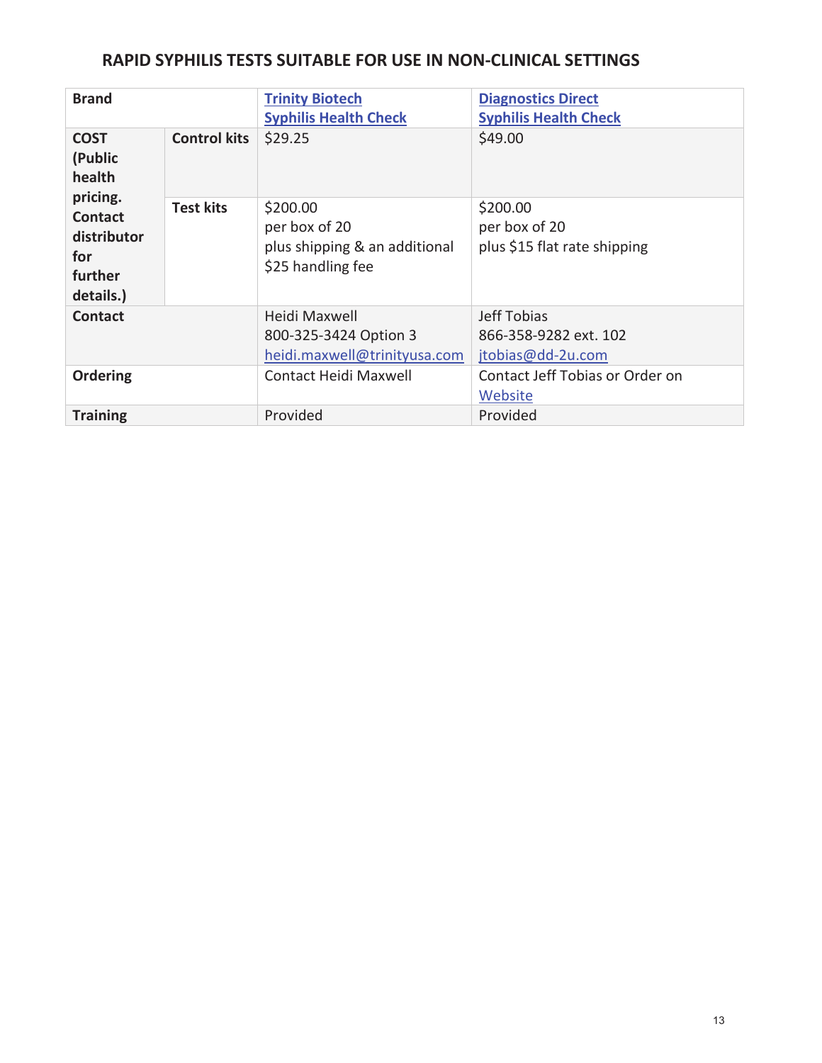## RAPID SYPHILIS TESTS SUITABLE FOR USE IN NON-CLINICAL SETTINGS

| **Brand** | | **Trinity Biotech Syphilis Health Check** | **Diagnostics Direct Syphilis Health Check** |
|---|---|---|---|
| **COST (Public health pricing. Contact distributor for further details.)** | **Control kits** | $29.25 | $49.00 |
| | **Test kits** | $200.00 per box of 20 plus shipping & an additional $25 handling fee | $200.00 per box of 20 plus $15 flat rate shipping |
| **Contact** | | Heidi Maxwell 800-325-3424 Option 3 heidi.maxwell@trinityusa.com | Jeff Tobias 866-358-9282 ext. 102 jtobias@dd-2u.com |
| **Ordering** | | Contact Heidi Maxwell | Contact Jeff Tobias or Order on Website |
| **Training** | | Provided | Provided |